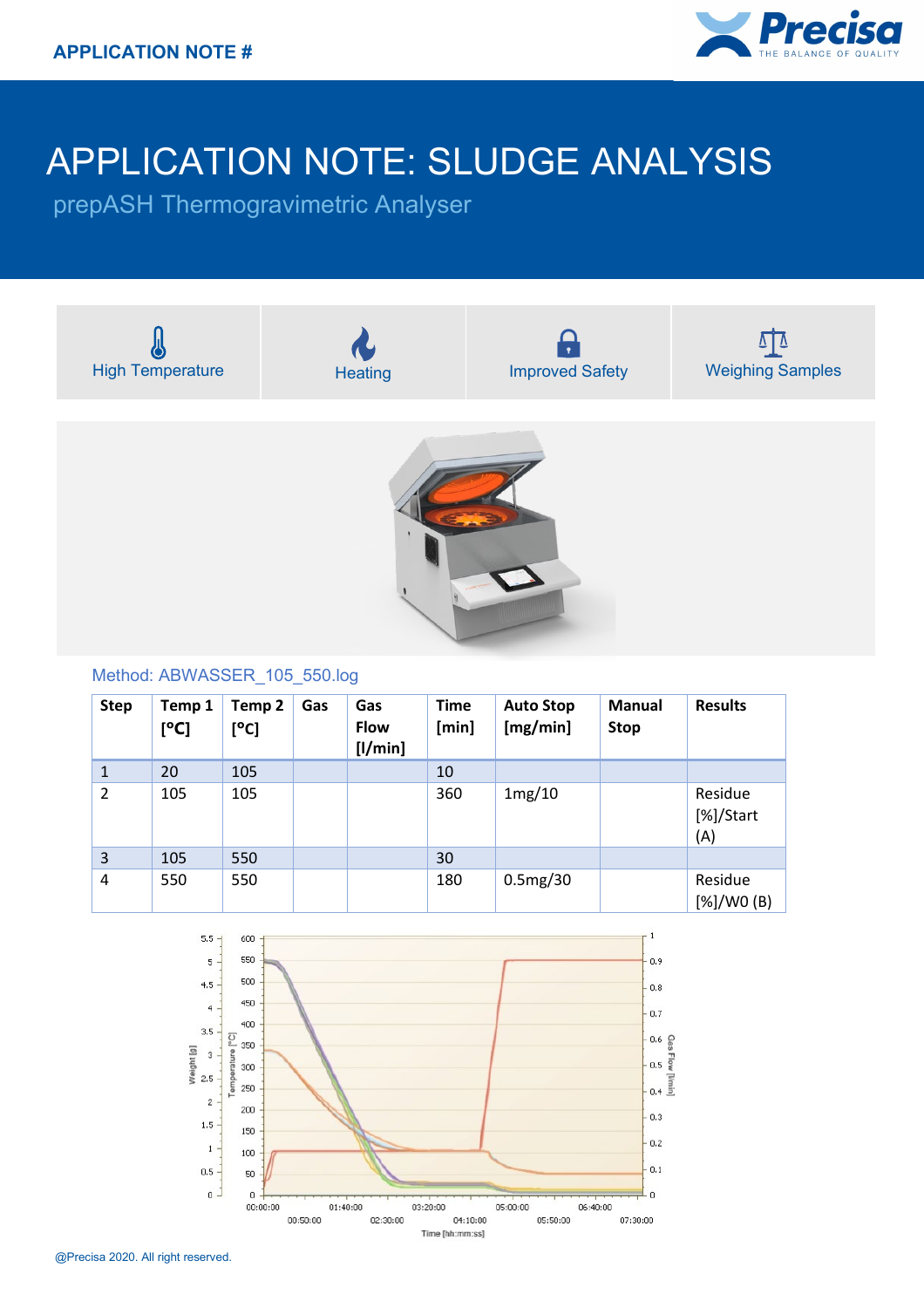APPLICATION NOTE #

# APPLICATION NOTE: SLUDGE ANALYSIS

## prepASH Thermogravimetric Analyser

High Temperature | Heating | Improved Safety | Weighing Samples

Method: ABWASSER_105_550.log

| Step | Temp 1 [°C] | Temp 2 [°C] | Gas | Gas Flow [l/min] | Time [min] | Auto Stop [mg/min] | Manual Stop | Results |
|---|---|---|---|---|---|---|---|---|
| 1 | 20 | 105 | | | 10 | | | |
| 2 | 105 | 105 | | | 360 | 1mg/10 | | Residue [%]/Start (A) |
| 3 | 105 | 550 | | | 30 | | | |
| 4 | 550 | 550 | | | 180 | 0.5mg/30 | | Residue [%]/W0 (B) |

@Precisa 2020. All right reserved.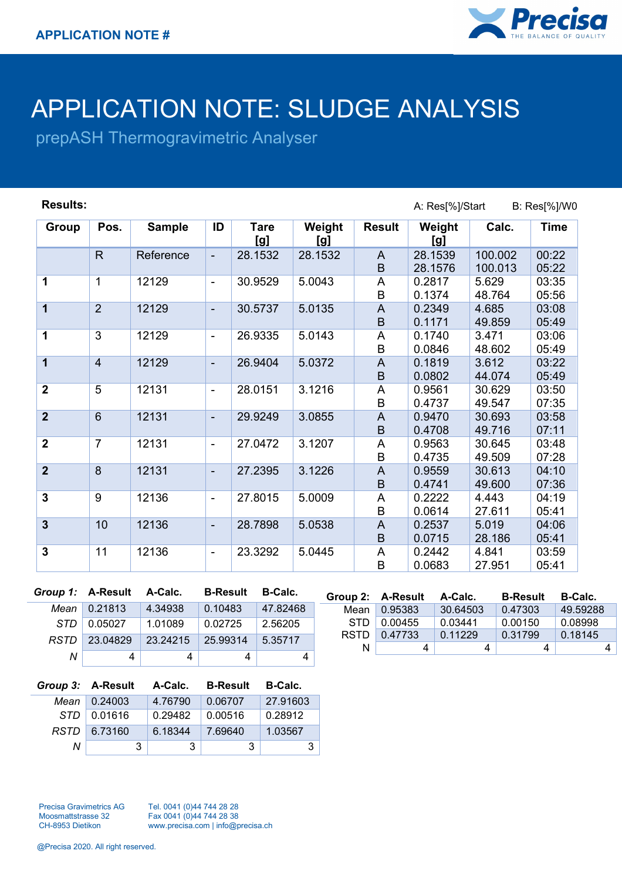APPLICATION NOTE #

# APPLICATION NOTE: SLUDGE ANALYSIS

## prepASH Thermogravimetric Analyser

**Results:**

A: Res[%]/Start B: Res[%]/W0

| Group | Pos. | Sample | ID | Tare [g] | Weight [g] | Result | Weight [g] | Calc. | Time |
|---|---|---|---|---|---|---|---|---|---|
| | R | Reference | - | 28.1532 | 28.1532 | A<br>B | 28.1539<br>28.1576 | 100.002<br>100.013 | 00:22<br>05:22 |
| **1** | 1 | 12129 | - | 30.9529 | 5.0043 | A<br>B | 0.2817<br>0.1374 | 5.629<br>48.764 | 03:35<br>05:56 |
| **1** | 2 | 12129 | - | 30.5737 | 5.0135 | A<br>B | 0.2349<br>0.1171 | 4.685<br>49.859 | 03:08<br>05:49 |
| **1** | 3 | 12129 | - | 26.9335 | 5.0143 | A<br>B | 0.1740<br>0.0846 | 3.471<br>48.602 | 03:06<br>05:49 |
| **1** | 4 | 12129 | - | 26.9404 | 5.0372 | A<br>B | 0.1819<br>0.0802 | 3.612<br>44.074 | 03:22<br>05:49 |
| **2** | 5 | 12131 | - | 28.0151 | 3.1216 | A<br>B | 0.9561<br>0.4737 | 30.629<br>49.547 | 03:50<br>07:35 |
| **2** | 6 | 12131 | - | 29.9249 | 3.0855 | A<br>B | 0.9470<br>0.4708 | 30.693<br>49.716 | 03:58<br>07:11 |
| **2** | 7 | 12131 | - | 27.0472 | 3.1207 | A<br>B | 0.9563<br>0.4735 | 30.645<br>49.509 | 03:48<br>07:28 |
| **2** | 8 | 12131 | - | 27.2395 | 3.1226 | A<br>B | 0.9559<br>0.4741 | 30.613<br>49.600 | 04:10<br>07:36 |
| **3** | 9 | 12136 | - | 27.8015 | 5.0009 | A<br>B | 0.2222<br>0.0614 | 4.443<br>27.611 | 04:19<br>05:41 |
| **3** | 10 | 12136 | - | 28.7898 | 5.0538 | A<br>B | 0.2537<br>0.0715 | 5.019<br>28.186 | 04:06<br>05:41 |
| **3** | 11 | 12136 | - | 23.3292 | 5.0445 | A<br>B | 0.2442<br>0.0683 | 4.841<br>27.951 | 03:59<br>05:41 |

| ***Group 1:*** | **A-Result** | **A-Calc.** | **B-Result** | **B-Calc.** |
|---|---|---|---|---|
| *Mean* | 0.21813 | 4.34938 | 0.10483 | 47.82468 |
| *STD* | 0.05027 | 1.01089 | 0.02725 | 2.56205 |
| *RSTD* | 23.04829 | 23.24215 | 25.99314 | 5.35717 |
| *N* | 4 | 4 | 4 | 4 |

| **Group 2:** | **A-Result** | **A-Calc.** | **B-Result** | **B-Calc.** |
|---|---|---|---|---|
| Mean | 0.95383 | 30.64503 | 0.47303 | 49.59288 |
| STD | 0.00455 | 0.03441 | 0.00150 | 0.08998 |
| RSTD | 0.47733 | 0.11229 | 0.31799 | 0.18145 |
| N | 4 | 4 | 4 | 4 |

| ***Group 3:*** | **A-Result** | **A-Calc.** | **B-Result** | **B-Calc.** |
|---|---|---|---|---|
| *Mean* | 0.24003 | 4.76790 | 0.06707 | 27.91603 |
| *STD* | 0.01616 | 0.29482 | 0.00516 | 0.28912 |
| *RSTD* | 6.73160 | 6.18344 | 7.69640 | 1.03567 |
| *N* | 3 | 3 | 3 | 3 |

Precisa Gravimetrics AG
Moosmattstrasse 32
CH-8953 Dietikon

Tel. 0041 (0)44 744 28 28
Fax 0041 (0)44 744 28 38
www.precisa.com | info@precisa.ch

@Precisa 2020. All right reserved.